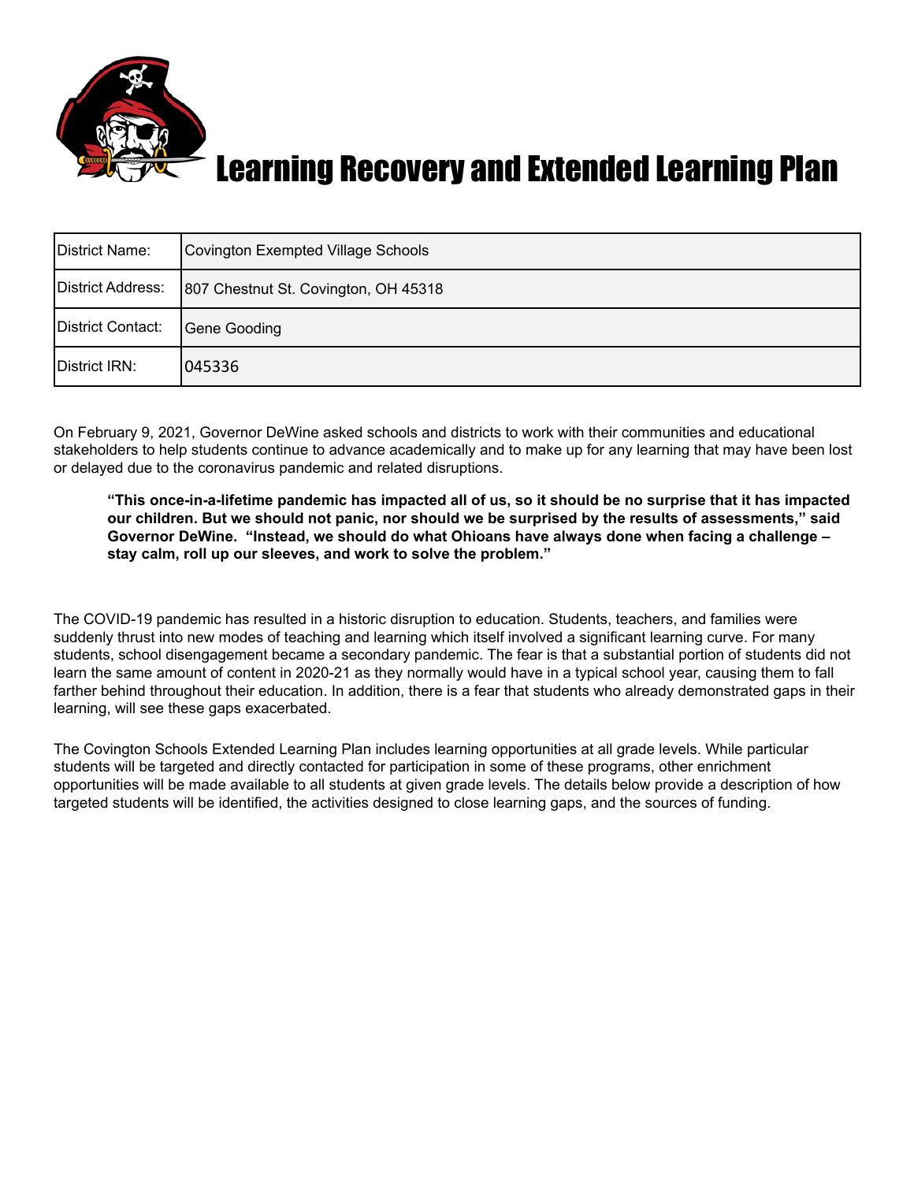# Learning Recovery and Extended Learning Plan

| District Name: | Covington Exempted Village Schools |
|---|---|
| District Address: | 807 Chestnut St. Covington, OH 45318 |
| District Contact: | Gene Gooding |
| District IRN: | 045336 |

On February 9, 2021, Governor DeWine asked schools and districts to work with their communities and educational stakeholders to help students continue to advance academically and to make up for any learning that may have been lost or delayed due to the coronavirus pandemic and related disruptions.

> **"This once-in-a-lifetime pandemic has impacted all of us, so it should be no surprise that it has impacted our children. But we should not panic, nor should we be surprised by the results of assessments," said Governor DeWine. "Instead, we should do what Ohioans have always done when facing a challenge – stay calm, roll up our sleeves, and work to solve the problem."**

The COVID-19 pandemic has resulted in a historic disruption to education. Students, teachers, and families were suddenly thrust into new modes of teaching and learning which itself involved a significant learning curve. For many students, school disengagement became a secondary pandemic. The fear is that a substantial portion of students did not learn the same amount of content in 2020-21 as they normally would have in a typical school year, causing them to fall farther behind throughout their education. In addition, there is a fear that students who already demonstrated gaps in their learning, will see these gaps exacerbated.

The Covington Schools Extended Learning Plan includes learning opportunities at all grade levels. While particular students will be targeted and directly contacted for participation in some of these programs, other enrichment opportunities will be made available to all students at given grade levels. The details below provide a description of how targeted students will be identified, the activities designed to close learning gaps, and the sources of funding.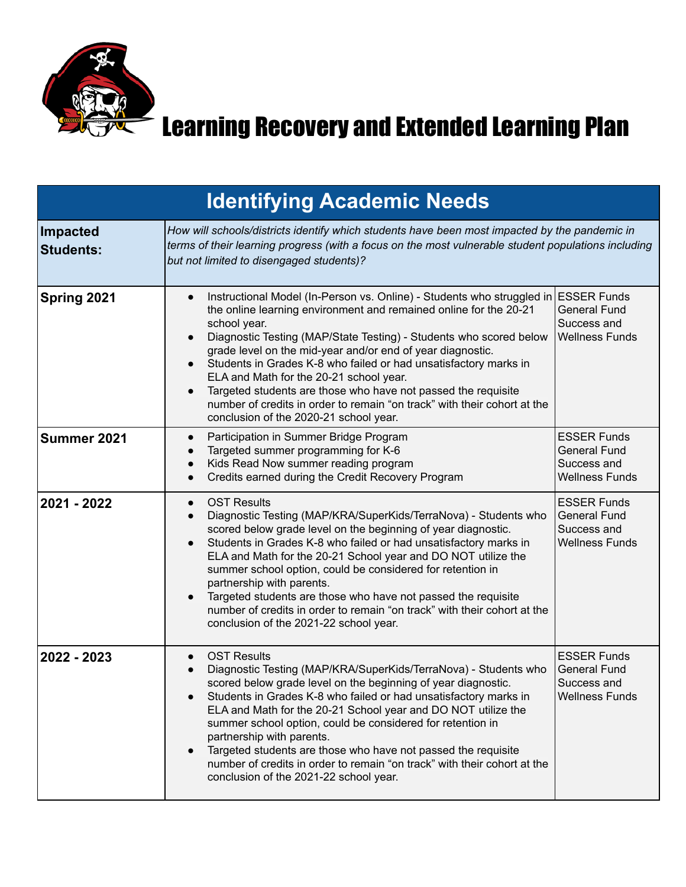# Learning Recovery and Extended Learning Plan

| Identifying Academic Needs | | |
|---|---|---|
| **Impacted Students:** | *How will schools/districts identify which students have been most impacted by the pandemic in terms of their learning progress (with a focus on the most vulnerable student populations including but not limited to disengaged students)?* | |
| **Spring 2021** | • Instructional Model (In-Person vs. Online) - Students who struggled in the online learning environment and remained online for the 20-21 school year.<br>• Diagnostic Testing (MAP/State Testing) - Students who scored below grade level on the mid-year and/or end of year diagnostic.<br>• Students in Grades K-8 who failed or had unsatisfactory marks in ELA and Math for the 20-21 school year.<br>• Targeted students are those who have not passed the requisite number of credits in order to remain "on track" with their cohort at the conclusion of the 2020-21 school year. | ESSER Funds<br>General Fund<br>Success and Wellness Funds |
| **Summer 2021** | • Participation in Summer Bridge Program<br>• Targeted summer programming for K-6<br>• Kids Read Now summer reading program<br>• Credits earned during the Credit Recovery Program | ESSER Funds<br>General Fund<br>Success and Wellness Funds |
| **2021 - 2022** | • OST Results<br>• Diagnostic Testing (MAP/KRA/SuperKids/TerraNova) - Students who scored below grade level on the beginning of year diagnostic.<br>• Students in Grades K-8 who failed or had unsatisfactory marks in ELA and Math for the 20-21 School year and DO NOT utilize the summer school option, could be considered for retention in partnership with parents.<br>• Targeted students are those who have not passed the requisite number of credits in order to remain "on track" with their cohort at the conclusion of the 2021-22 school year. | ESSER Funds<br>General Fund<br>Success and Wellness Funds |
| **2022 - 2023** | • OST Results<br>• Diagnostic Testing (MAP/KRA/SuperKids/TerraNova) - Students who scored below grade level on the beginning of year diagnostic.<br>• Students in Grades K-8 who failed or had unsatisfactory marks in ELA and Math for the 20-21 School year and DO NOT utilize the summer school option, could be considered for retention in partnership with parents.<br>• Targeted students are those who have not passed the requisite number of credits in order to remain "on track" with their cohort at the conclusion of the 2021-22 school year. | ESSER Funds<br>General Fund<br>Success and Wellness Funds |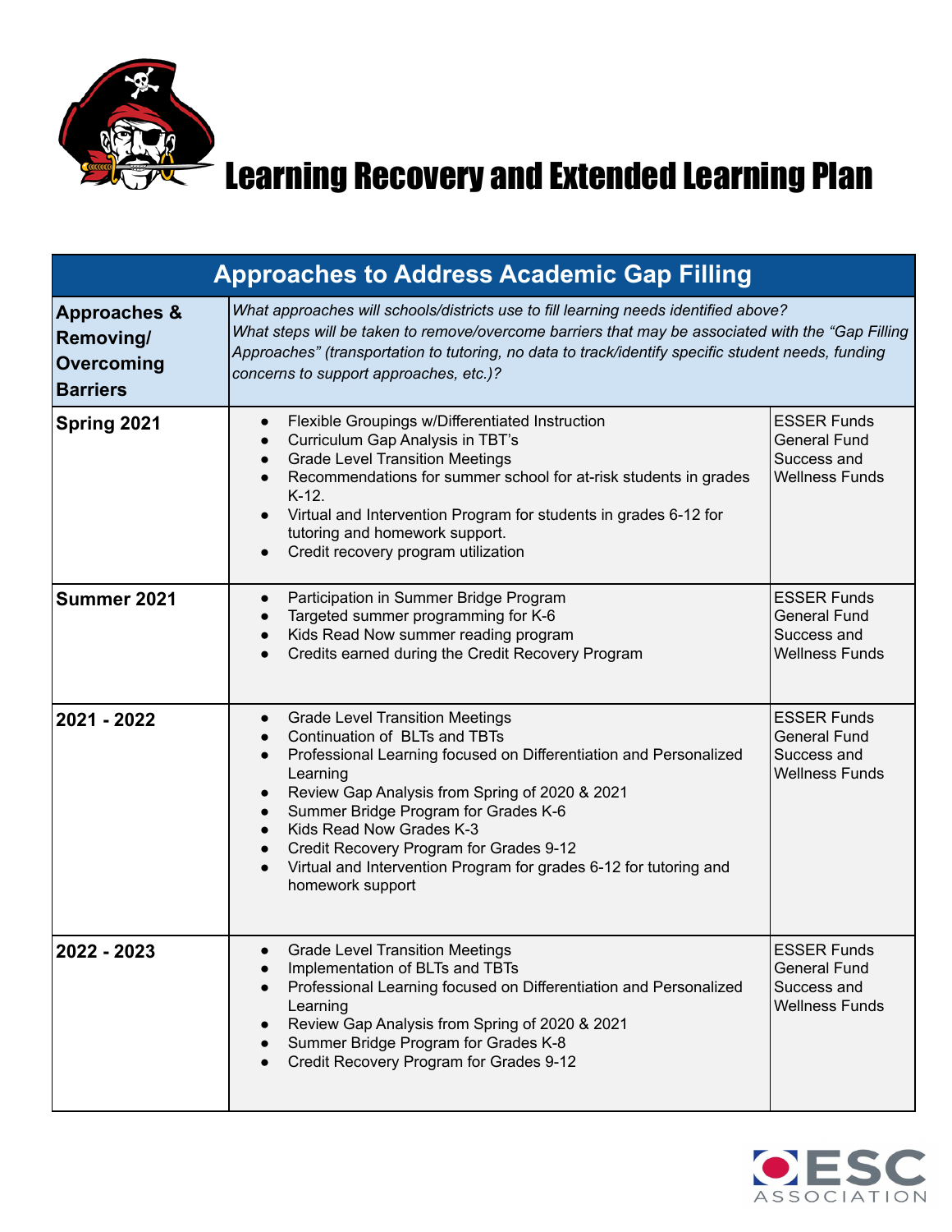# Learning Recovery and Extended Learning Plan

| Approaches to Address Academic Gap Filling | | |
|---|---|---|
| **Approaches & Removing/ Overcoming Barriers** | *What approaches will schools/districts use to fill learning needs identified above? What steps will be taken to remove/overcome barriers that may be associated with the "Gap Filling Approaches" (transportation to tutoring, no data to track/identify specific student needs, funding concerns to support approaches, etc.)?* | |
| **Spring 2021** | • Flexible Groupings w/Differentiated Instruction<br>• Curriculum Gap Analysis in TBT's<br>• Grade Level Transition Meetings<br>• Recommendations for summer school for at-risk students in grades K-12.<br>• Virtual and Intervention Program for students in grades 6-12 for tutoring and homework support.<br>• Credit recovery program utilization | ESSER Funds<br>General Fund<br>Success and Wellness Funds |
| **Summer 2021** | • Participation in Summer Bridge Program<br>• Targeted summer programming for K-6<br>• Kids Read Now summer reading program<br>• Credits earned during the Credit Recovery Program | ESSER Funds<br>General Fund<br>Success and Wellness Funds |
| **2021 - 2022** | • Grade Level Transition Meetings<br>• Continuation of BLTs and TBTs<br>• Professional Learning focused on Differentiation and Personalized Learning<br>• Review Gap Analysis from Spring of 2020 & 2021<br>• Summer Bridge Program for Grades K-6<br>• Kids Read Now Grades K-3<br>• Credit Recovery Program for Grades 9-12<br>• Virtual and Intervention Program for grades 6-12 for tutoring and homework support | ESSER Funds<br>General Fund<br>Success and Wellness Funds |
| **2022 - 2023** | • Grade Level Transition Meetings<br>• Implementation of BLTs and TBTs<br>• Professional Learning focused on Differentiation and Personalized Learning<br>• Review Gap Analysis from Spring of 2020 & 2021<br>• Summer Bridge Program for Grades K-8<br>• Credit Recovery Program for Grades 9-12 | ESSER Funds<br>General Fund<br>Success and Wellness Funds |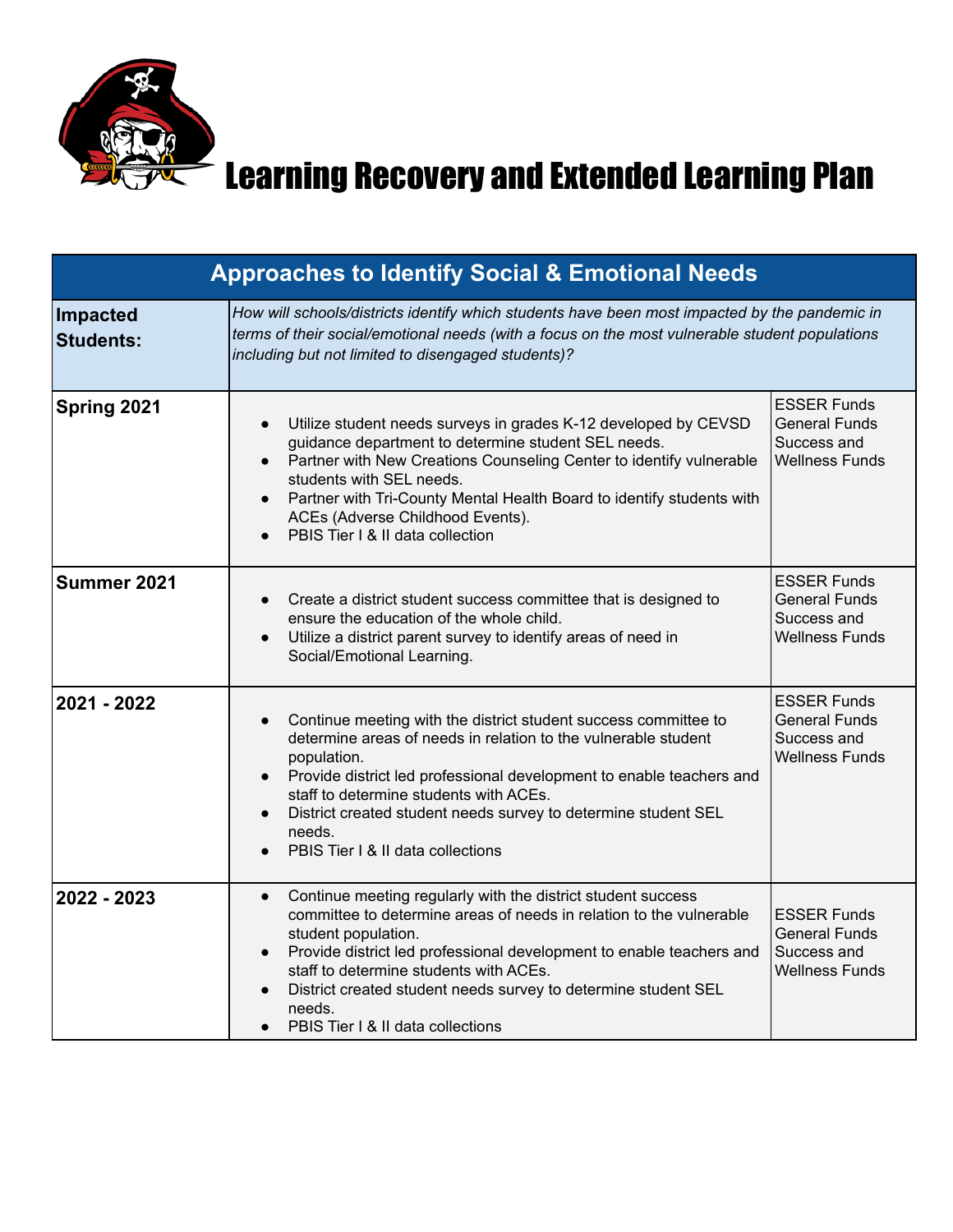# Learning Recovery and Extended Learning Plan

| Approaches to Identify Social & Emotional Needs | | |
|---|---|---|
| **Impacted Students:** | *How will schools/districts identify which students have been most impacted by the pandemic in terms of their social/emotional needs (with a focus on the most vulnerable student populations including but not limited to disengaged students)?* | |
| **Spring 2021** | • Utilize student needs surveys in grades K-12 developed by CEVSD guidance department to determine student SEL needs.<br>• Partner with New Creations Counseling Center to identify vulnerable students with SEL needs.<br>• Partner with Tri-County Mental Health Board to identify students with ACEs (Adverse Childhood Events).<br>• PBIS Tier I & II data collection | ESSER Funds<br>General Funds<br>Success and Wellness Funds |
| **Summer 2021** | • Create a district student success committee that is designed to ensure the education of the whole child.<br>• Utilize a district parent survey to identify areas of need in Social/Emotional Learning. | ESSER Funds<br>General Funds<br>Success and Wellness Funds |
| **2021 - 2022** | • Continue meeting with the district student success committee to determine areas of needs in relation to the vulnerable student population.<br>• Provide district led professional development to enable teachers and staff to determine students with ACEs.<br>• District created student needs survey to determine student SEL needs.<br>• PBIS Tier I & II data collections | ESSER Funds<br>General Funds<br>Success and Wellness Funds |
| **2022 - 2023** | • Continue meeting regularly with the district student success committee to determine areas of needs in relation to the vulnerable student population.<br>• Provide district led professional development to enable teachers and staff to determine students with ACEs.<br>• District created student needs survey to determine student SEL needs.<br>• PBIS Tier I & II data collections | ESSER Funds<br>General Funds<br>Success and Wellness Funds |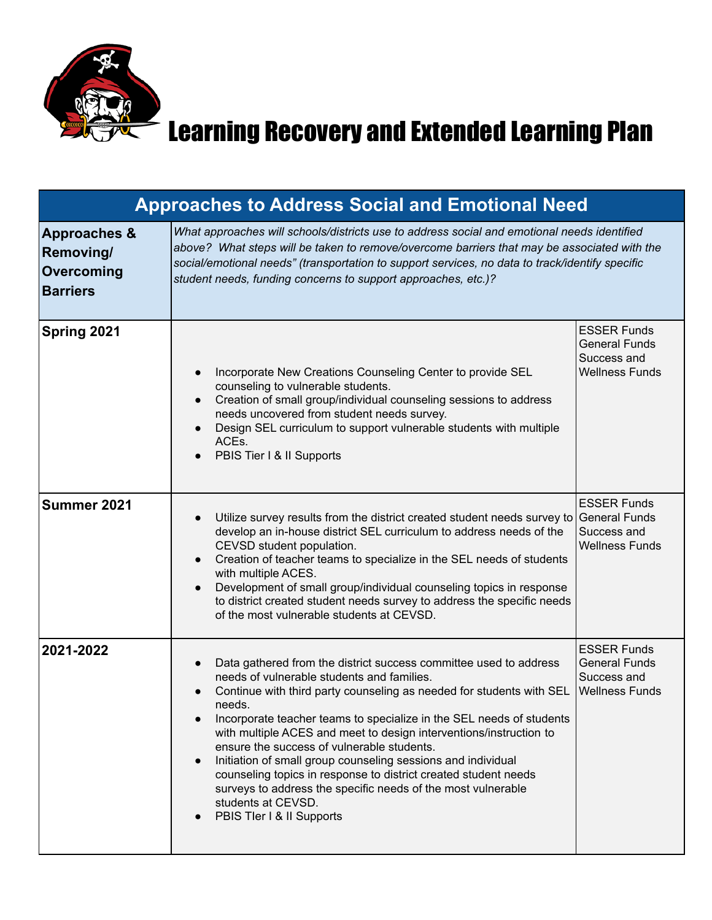# Learning Recovery and Extended Learning Plan

| Approaches to Address Social and Emotional Need | | |
|---|---|---|
| **Approaches & Removing/ Overcoming Barriers** | *What approaches will schools/districts use to address social and emotional needs identified above? What steps will be taken to remove/overcome barriers that may be associated with the social/emotional needs" (transportation to support services, no data to track/identify specific student needs, funding concerns to support approaches, etc.)?* | |
| **Spring 2021** | • Incorporate New Creations Counseling Center to provide SEL counseling to vulnerable students.<br>• Creation of small group/individual counseling sessions to address needs uncovered from student needs survey.<br>• Design SEL curriculum to support vulnerable students with multiple ACEs.<br>• PBIS Tier I & II Supports | ESSER Funds<br>General Funds<br>Success and Wellness Funds |
| **Summer 2021** | • Utilize survey results from the district created student needs survey to develop an in-house district SEL curriculum to address needs of the CEVSD student population.<br>• Creation of teacher teams to specialize in the SEL needs of students with multiple ACES.<br>• Development of small group/individual counseling topics in response to district created student needs survey to address the specific needs of the most vulnerable students at CEVSD. | ESSER Funds<br>General Funds<br>Success and Wellness Funds |
| **2021-2022** | • Data gathered from the district success committee used to address needs of vulnerable students and families.<br>• Continue with third party counseling as needed for students with SEL needs.<br>• Incorporate teacher teams to specialize in the SEL needs of students with multiple ACES and meet to design interventions/instruction to ensure the success of vulnerable students.<br>• Initiation of small group counseling sessions and individual counseling topics in response to district created student needs surveys to address the specific needs of the most vulnerable students at CEVSD.<br>• PBIS TIer I & II Supports | ESSER Funds<br>General Funds<br>Success and Wellness Funds |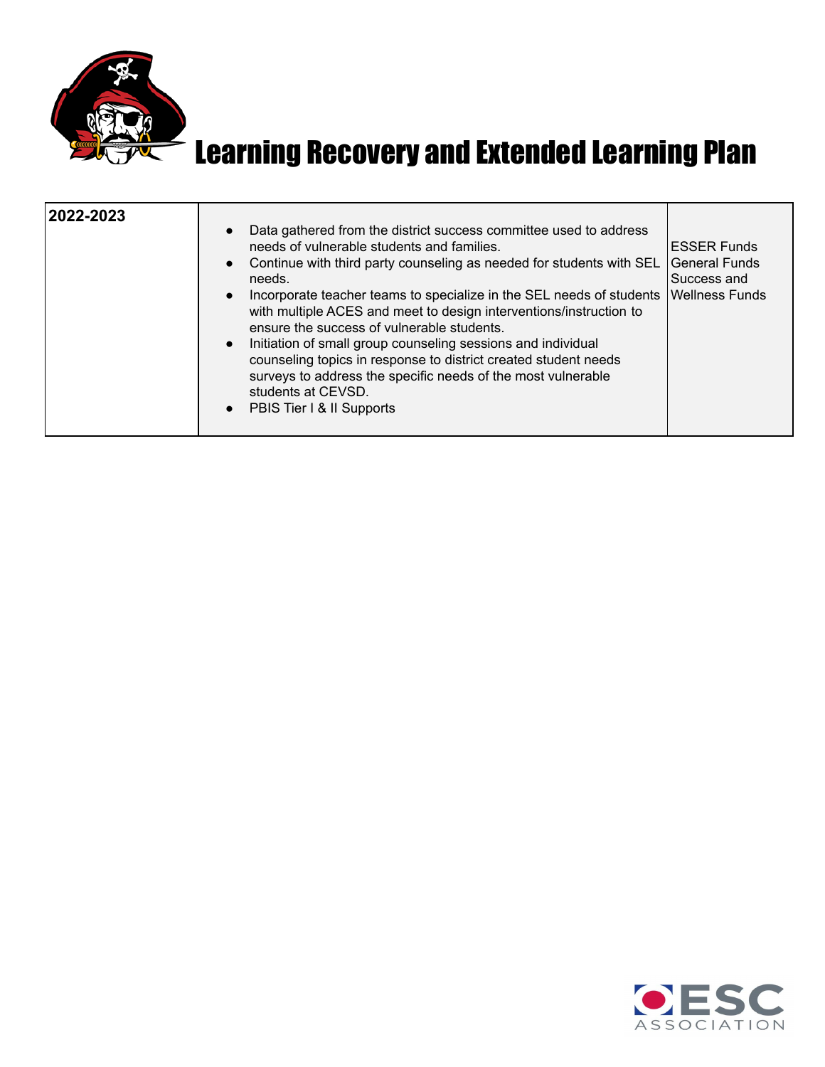# Learning Recovery and Extended Learning Plan

| | | |
|---|---|---|
| **2022-2023** | • Data gathered from the district success committee used to address needs of vulnerable students and families.<br>• Continue with third party counseling as needed for students with SEL needs.<br>• Incorporate teacher teams to specialize in the SEL needs of students with multiple ACES and meet to design interventions/instruction to ensure the success of vulnerable students.<br>• Initiation of small group counseling sessions and individual counseling topics in response to district created student needs surveys to address the specific needs of the most vulnerable students at CEVSD.<br>• PBIS Tier I & II Supports | ESSER Funds<br>General Funds<br>Success and Wellness Funds |